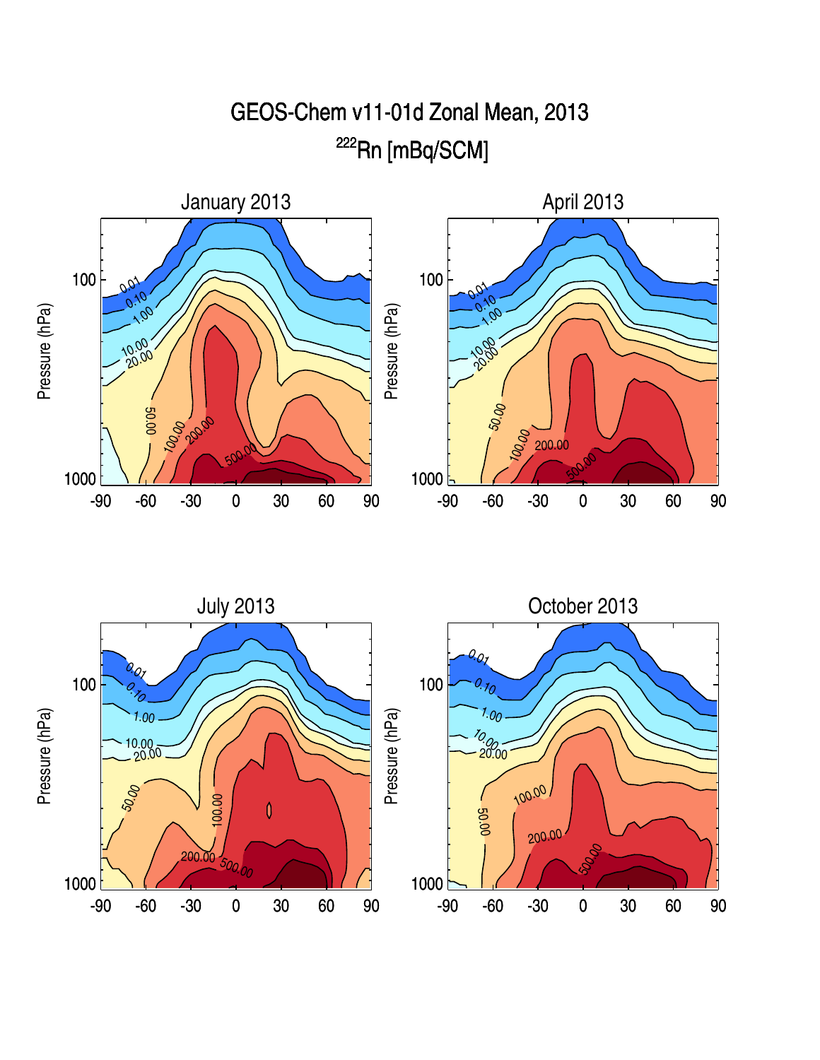# GEOS-Chem v11-01d Zonal Mean, 2013

## $^{222}Rn$ [mBq/SCM]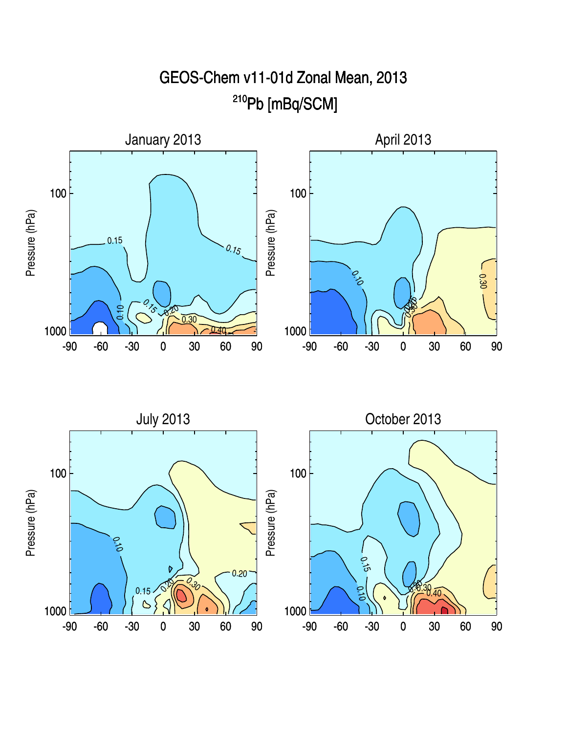# GEOS-Chem v11-01d Zonal Mean, 2013

## $^{210}$Pb [mBq/SCM]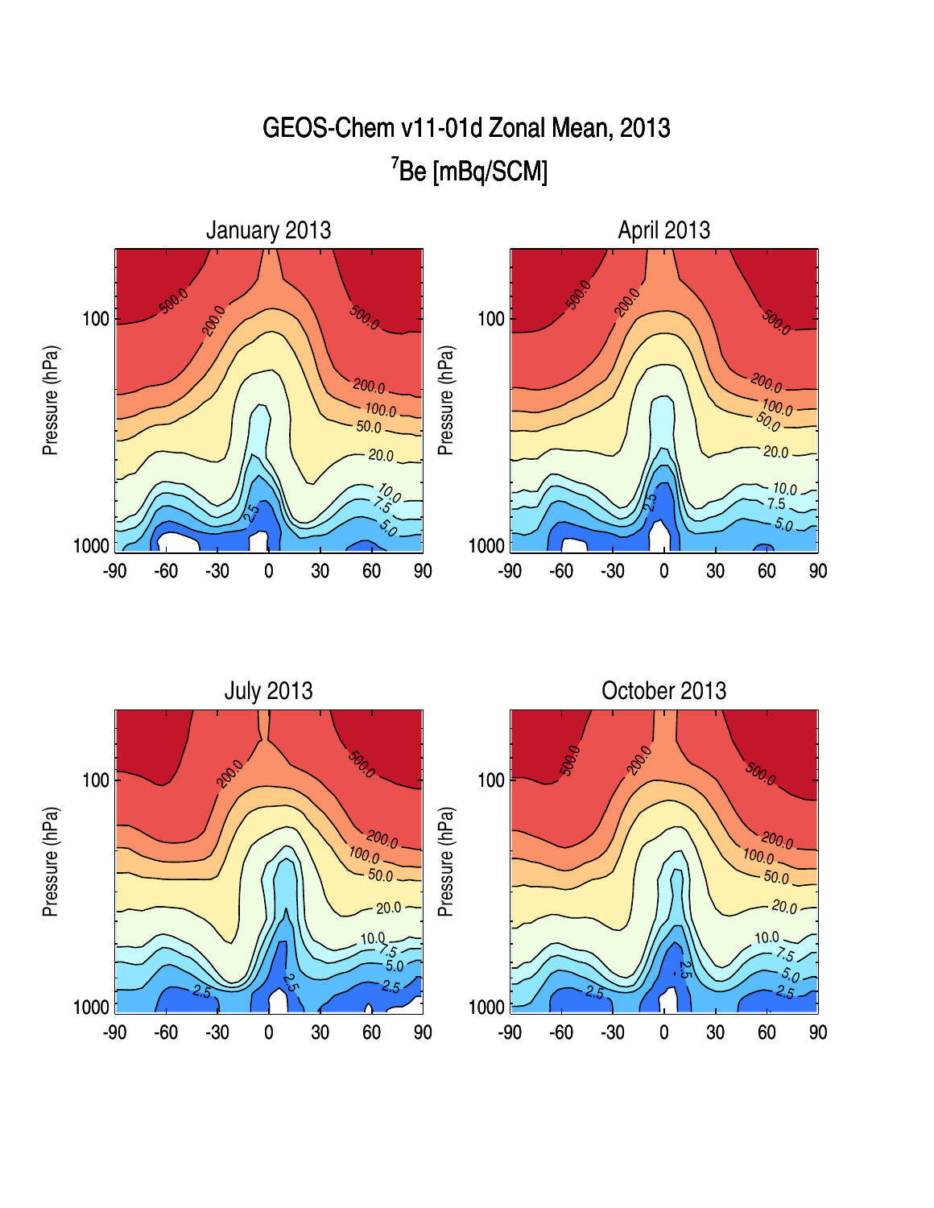# GEOS-Chem v11-01d Zonal Mean, 2013

## $^{7}$Be [mBq/SCM]

January 2013

April 2013

July 2013

October 2013

Pressure (hPa)

100

1000

-90 -60 -30 0 30 60 90

500.0

200.0

100.0

50.0

20.0

10.0

7.5

5.0

2.5